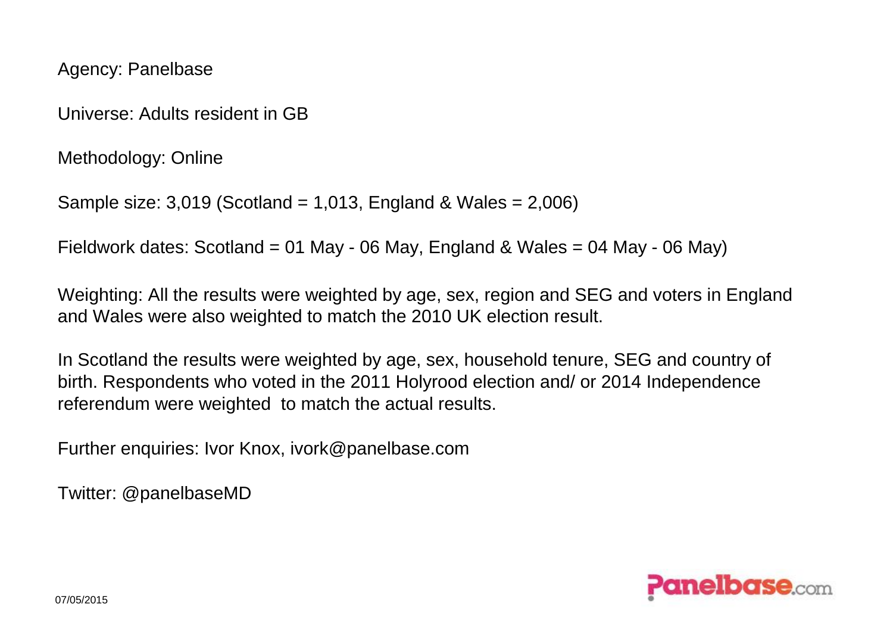Agency: Panelbase

Universe: Adults resident in GB

Methodology: Online

Sample size: 3,019 (Scotland = 1,013, England & Wales = 2,006)

Fieldwork dates: Scotland = 01 May - 06 May, England & Wales = 04 May - 06 May)

Weighting: All the results were weighted by age, sex, region and SEG and voters in England and Wales were also weighted to match the 2010 UK election result.

In Scotland the results were weighted by age, sex, household tenure, SEG and country of birth. Respondents who voted in the 2011 Holyrood election and/ or 2014 Independence referendum were weighted to match the actual results.

Further enquiries: Ivor Knox, ivork@panelbase.com

Twitter: @panelbaseMD

07/05/2015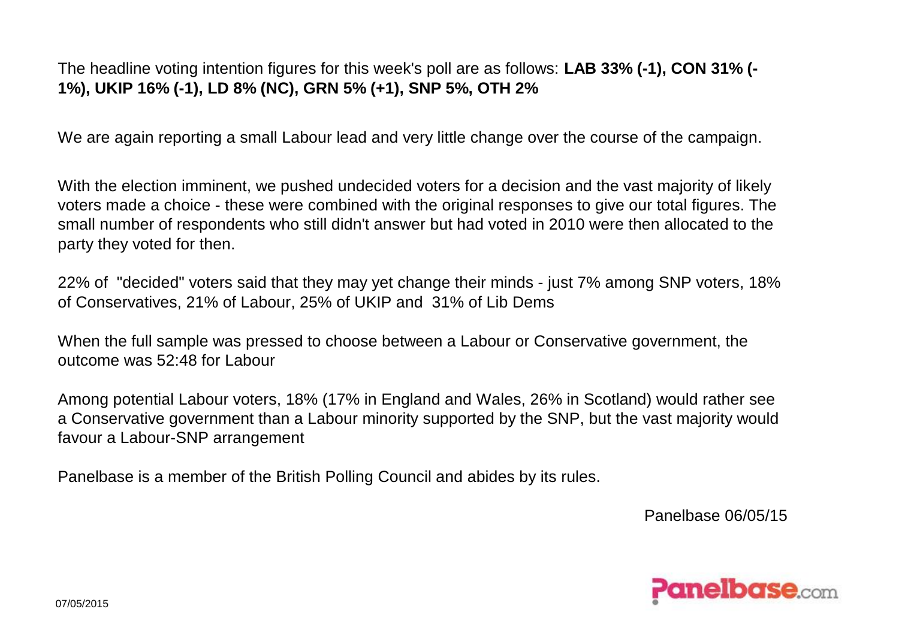The headline voting intention figures for this week's poll are as follows: **LAB 33% (-1), CON 31% (-1%), UKIP 16% (-1), LD 8% (NC), GRN 5% (+1), SNP 5%, OTH 2%**

We are again reporting a small Labour lead and very little change over the course of the campaign.

With the election imminent, we pushed undecided voters for a decision and the vast majority of likely voters made a choice - these were combined with the original responses to give our total figures. The small number of respondents who still didn't answer but had voted in 2010 were then allocated to the party they voted for then.

22% of "decided" voters said that they may yet change their minds - just 7% among SNP voters, 18% of Conservatives, 21% of Labour, 25% of UKIP and 31% of Lib Dems

When the full sample was pressed to choose between a Labour or Conservative government, the outcome was 52:48 for Labour

Among potential Labour voters, 18% (17% in England and Wales, 26% in Scotland) would rather see a Conservative government than a Labour minority supported by the SNP, but the vast majority would favour a Labour-SNP arrangement

Panelbase is a member of the British Polling Council and abides by its rules.

Panelbase 06/05/15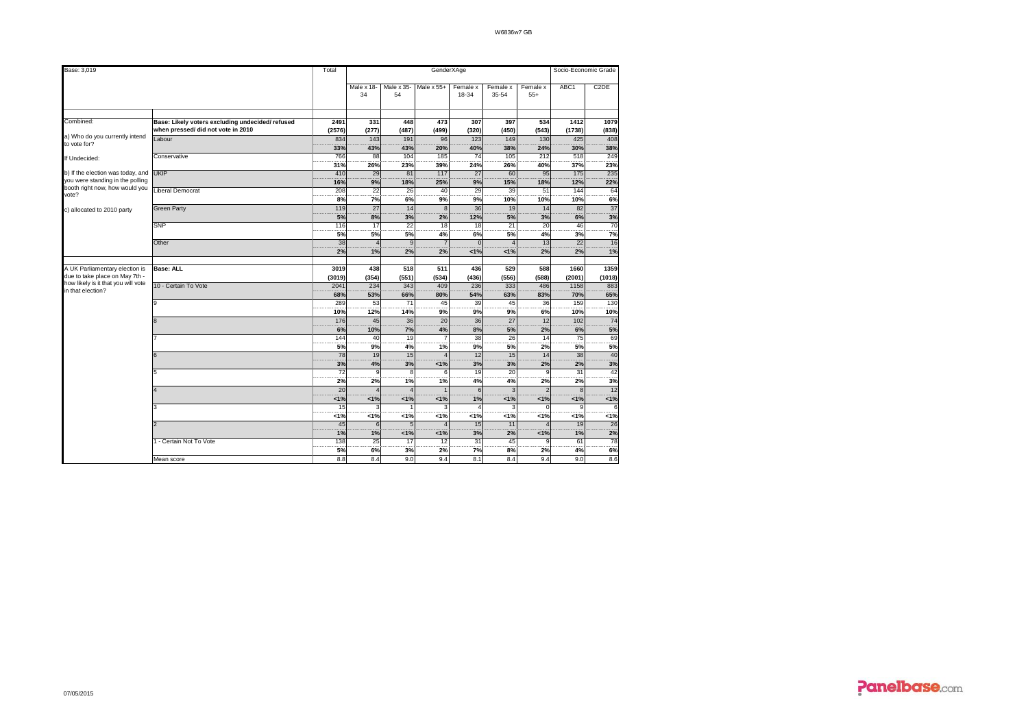| Base: 3,019 | | Total | GenderXAge | | | | | | Socio-Economic Grade | |
|---|---|---|---|---|---|---|---|---|---|---|
| | | | Male x 18-34 | Male x 35-54 | Male x 55+ | Female x 18-34 | Female x 35-54 | Female x 55+ | ABC1 | C2DE |
| Combined: | Base: Likely voters excluding undecided/ refused when pressed/ did not vote in 2010 | 2491 (2576) | 331 (277) | 448 (487) | 473 (499) | 307 (320) | 397 (450) | 534 (543) | 1412 (1738) | 1079 (838) |
| a) Who do you currently intend to vote for? | Labour | 834 | 143 | 191 | 96 | 123 | 149 | 130 | 425 | 408 |
| | | 33% | 43% | 43% | 20% | 40% | 38% | 24% | 30% | 38% |
| If Undecided: | Conservative | 766 | 88 | 104 | 185 | 74 | 105 | 212 | 518 | 249 |
| | | 31% | 26% | 23% | 39% | 24% | 26% | 40% | 37% | 23% |
| b) If the election was today, and you were standing in the polling booth right now, how would you vote? | UKIP | 410 | 29 | 81 | 117 | 27 | 60 | 95 | 175 | 235 |
| | | 16% | 9% | 18% | 25% | 9% | 15% | 18% | 12% | 22% |
| | Liberal Democrat | 208 | 22 | 26 | 40 | 29 | 39 | 51 | 144 | 64 |
| | | 8% | 7% | 6% | 9% | 9% | 10% | 10% | 10% | 6% |
| c) allocated to 2010 party | Green Party | 119 | 27 | 14 | 8 | 36 | 19 | 14 | 82 | 37 |
| | | 5% | 8% | 3% | 2% | 12% | 5% | 3% | 6% | 3% |
| | SNP | 116 | 17 | 22 | 18 | 18 | 21 | 20 | 46 | 70 |
| | | 5% | 5% | 5% | 4% | 6% | 5% | 4% | 3% | 7% |
| | Other | 38 | 4 | 9 | 7 | 0 | 4 | 13 | 22 | 16 |
| | | 2% | 1% | 2% | 2% | <1% | <1% | 2% | 2% | 1% |
| A UK Parliamentary election is due to take place on May 7th - how likely is it that you will vote in that election? | Base: ALL | 3019 (3019) | 438 (354) | 518 (551) | 511 (534) | 436 (436) | 529 (556) | 588 (588) | 1660 (2001) | 1359 (1018) |
| | 10 - Certain To Vote | 2041 | 234 | 343 | 409 | 236 | 333 | 486 | 1158 | 883 |
| | | 68% | 53% | 66% | 80% | 54% | 63% | 83% | 70% | 65% |
| | 9 | 289 | 53 | 71 | 45 | 39 | 45 | 36 | 159 | 130 |
| | | 10% | 12% | 14% | 9% | 9% | 9% | 6% | 10% | 10% |
| | 8 | 176 | 45 | 36 | 20 | 36 | 27 | 12 | 102 | 74 |
| | | 6% | 10% | 7% | 4% | 8% | 5% | 2% | 6% | 5% |
| | 7 | 144 | 40 | 19 | 7 | 38 | 26 | 14 | 75 | 69 |
| | | 5% | 9% | 4% | 1% | 9% | 5% | 2% | 5% | 5% |
| | 6 | 78 | 19 | 15 | 4 | 12 | 15 | 14 | 38 | 40 |
| | | 3% | 4% | 3% | <1% | 3% | 3% | 2% | 2% | 3% |
| | 5 | 72 | 9 | 8 | 6 | 19 | 20 | 9 | 31 | 42 |
| | | 2% | 2% | 1% | 1% | 4% | 4% | 2% | 2% | 3% |
| | 4 | 20 | 4 | 4 | 1 | 6 | 3 | 2 | 8 | 12 |
| | | <1% | <1% | <1% | <1% | 1% | <1% | <1% | <1% | <1% |
| | 3 | 15 | 3 | 1 | 3 | 4 | 3 | 0 | 9 | 6 |
| | | <1% | <1% | <1% | <1% | <1% | <1% | <1% | <1% | <1% |
| | 2 | 45 | 6 | 5 | 4 | 15 | 11 | 4 | 19 | 26 |
| | | 1% | 1% | <1% | <1% | 3% | 2% | <1% | 1% | 2% |
| | 1 - Certain Not To Vote | 138 | 25 | 17 | 12 | 31 | 45 | 9 | 61 | 78 |
| | | 5% | 6% | 3% | 2% | 7% | 8% | 2% | 4% | 6% |
| | Mean score | 8.8 | 8.4 | 9.0 | 9.4 | 8.1 | 8.4 | 9.4 | 9.0 | 8.6 |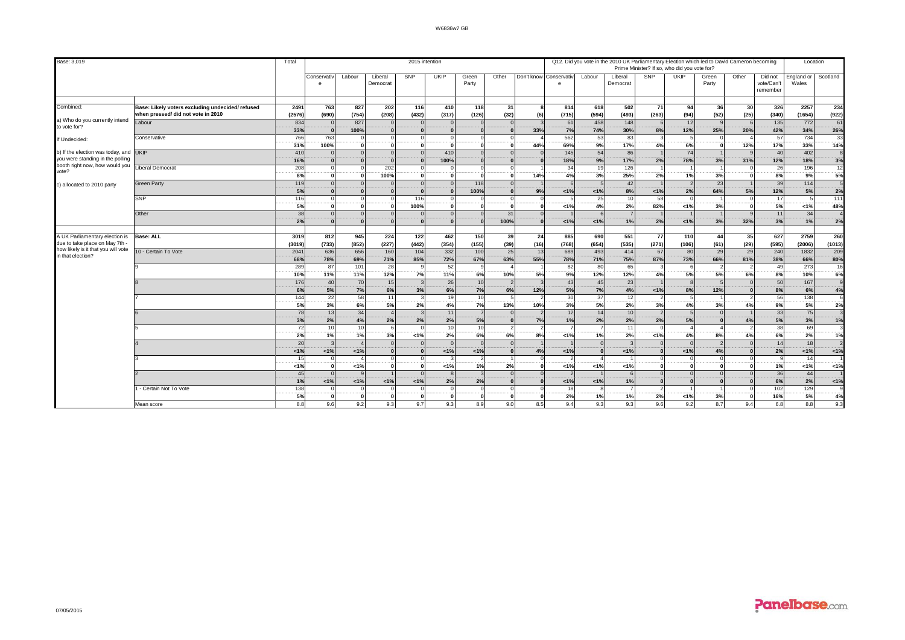W6836w7 GB

| Base: 3,019 | | Total | 2015 intention | | | | | | | | Q12. Did you vote in the 2010 UK Parliamentary Election which led to David Cameron becoming Prime Minister? If so, who did you vote for? | | | | | | | | Location | |
|---|---|---|---|---|---|---|---|---|---|---|---|---|---|---|---|---|---|---|---|---|
| | | | Conservative | Labour | Liberal Democrat | SNP | UKIP | Green Party | Other | Don't know | Conservative | Labour | Liberal Democrat | SNP | UKIP | Green Party | Other | Did not vote/Can't remember | England or Wales | Scotland |
| Combined: | Base: Likely voters excluding undecided/ refused when pressed/ did not vote in 2010 | 2491 | 763 | 827 | 202 | 116 | 410 | 118 | 31 | 8 | 814 | 618 | 502 | 71 | 94 | 36 | 30 | 326 | 2257 | 234 |
| | | (2576) | (690) | (754) | (208) | (432) | (317) | (126) | (32) | (6) | (715) | (594) | (493) | (263) | (94) | (52) | (25) | (340) | (1654) | (922) |
| a) Who do you currently intend to vote for? | Labour | 834 | 0 | 827 | 0 | 0 | 0 | 0 | 0 | 3 | 61 | 458 | 148 | 6 | 12 | 9 | 6 | 135 | 772 | 61 |
| | | 33% | 0 | 100% | 0 | 0 | 0 | 0 | 0 | 33% | 7% | 74% | 30% | 8% | 12% | 25% | 20% | 42% | 34% | 26% |
| If Undecided: | Conservative | 766 | 763 | 0 | 0 | 0 | 0 | 0 | 0 | 4 | 562 | 53 | 83 | 3 | 5 | 0 | 4 | 57 | 734 | 33 |
| | | 31% | 100% | 0 | 0 | 0 | 0 | 0 | 0 | 44% | 69% | 9% | 17% | 4% | 6% | 0 | 12% | 17% | 33% | 14% |
| b) If the election was today, and you were standing in the polling booth right now, how would you vote? | UKIP | 410 | 0 | 0 | 0 | 0 | 410 | 0 | 0 | 0 | 145 | 54 | 86 | 1 | 74 | 1 | 9 | 40 | 402 | 8 |
| | | 16% | 0 | 0 | 0 | 0 | 100% | 0 | 0 | 0 | 18% | 9% | 17% | 2% | 78% | 3% | 31% | 12% | 18% | 3% |
| | Liberal Democrat | 208 | 0 | 0 | 202 | 0 | 0 | 0 | 0 | 1 | 34 | 19 | 126 | 1 | 1 | 1 | 0 | 26 | 196 | 12 |
| | | 8% | 0 | 0 | 100% | 0 | 0 | 0 | 0 | 14% | 4% | 3% | 25% | 2% | 1% | 3% | 0 | 8% | 9% | 5% |
| c) allocated to 2010 party | Green Party | 119 | 0 | 0 | 0 | 0 | 0 | 118 | 0 | 1 | 6 | 5 | 42 | 1 | 2 | 23 | 1 | 39 | 114 | 5 |
| | | 5% | 0 | 0 | 0 | 0 | 0 | 100% | 0 | 9% | <1% | <1% | 8% | <1% | 2% | 64% | 5% | 12% | 5% | 2% |
| | SNP | 116 | 0 | 0 | 0 | 116 | 0 | 0 | 0 | 0 | 5 | 25 | 10 | 58 | 0 | 1 | 0 | 17 | 5 | 111 |
| | | 5% | 0 | 0 | 0 | 100% | 0 | 0 | 0 | 0 | <1% | 4% | 2% | 82% | <1% | 3% | 0 | 5% | <1% | 48% |
| | Other | 38 | 0 | 0 | 0 | 0 | 0 | 0 | 31 | 0 | 1 | 6 | 7 | 1 | 1 | 1 | 9 | 11 | 34 | 4 |
| | | 2% | 0 | 0 | 0 | 0 | 0 | 0 | 100% | 0 | <1% | <1% | 1% | 2% | <1% | 3% | 32% | 3% | 1% | 2% |
| A UK Parliamentary election is due to take place on May 7th - how likely is it that you will vote in that election? | Base: ALL | 3019 | 812 | 945 | 224 | 122 | 462 | 150 | 39 | 24 | 885 | 690 | 551 | 77 | 110 | 44 | 35 | 627 | 2759 | 260 |
| | | (3019) | (733) | (852) | (227) | (442) | (354) | (155) | (39) | (16) | (768) | (654) | (535) | (271) | (106) | (61) | (29) | (595) | (2006) | (1013) |
| | 10 - Certain To Vote | 2041 | 636 | 656 | 160 | 104 | 332 | 100 | 25 | 13 | 689 | 493 | 414 | 67 | 80 | 29 | 29 | 240 | 1832 | 209 |
| | | 68% | 78% | 69% | 71% | 85% | 72% | 67% | 63% | 55% | 78% | 71% | 75% | 87% | 73% | 66% | 81% | 38% | 66% | 80% |
| | 9 | 289 | 87 | 101 | 28 | 9 | 52 | 9 | 4 | 1 | 82 | 80 | 65 | 3 | 6 | 2 | 2 | 49 | 273 | 16 |
| | | 10% | 11% | 11% | 12% | 7% | 11% | 6% | 10% | 5% | 9% | 12% | 12% | 4% | 5% | 5% | 6% | 8% | 10% | 6% |
| | 8 | 176 | 40 | 70 | 15 | 3 | 26 | 10 | 2 | 3 | 43 | 45 | 23 | 1 | 8 | 5 | 0 | 50 | 167 | 9 |
| | | 6% | 5% | 7% | 6% | 3% | 6% | 7% | 6% | 12% | 5% | 7% | 4% | <1% | 8% | 12% | 0 | 8% | 6% | 4% |
| | 7 | 144 | 22 | 58 | 11 | 3 | 19 | 10 | 5 | 2 | 30 | 37 | 12 | 2 | 5 | 1 | 2 | 56 | 138 | 6 |
| | | 5% | 3% | 6% | 5% | 2% | 4% | 7% | 13% | 10% | 3% | 5% | 2% | 3% | 4% | 3% | 4% | 9% | 5% | 2% |
| | 6 | 78 | 13 | 34 | 4 | 3 | 11 | 7 | 0 | 2 | 12 | 14 | 10 | 2 | 5 | 0 | 1 | 33 | 75 | 3 |
| | | 3% | 2% | 4% | 2% | 2% | 2% | 5% | 0 | 7% | 1% | 2% | 2% | 2% | 5% | 0 | 4% | 5% | 3% | 1% |
| | 5 | 72 | 10 | 10 | 6 | 0 | 10 | 10 | 2 | 2 | 7 | 7 | 11 | 0 | 4 | 4 | 2 | 38 | 69 | 3 |
| | | 2% | 1% | 1% | 3% | <1% | 2% | 6% | 6% | 8% | <1% | 1% | 2% | <1% | 4% | 8% | 4% | 6% | 2% | 1% |
| | 4 | 20 | 3 | 4 | 0 | 0 | 0 | 0 | 0 | 1 | 1 | 0 | 3 | 0 | 0 | 2 | 0 | 14 | 18 | 2 |
| | | <1% | <1% | <1% | 0 | 0 | <1% | <1% | 0 | 4% | <1% | 0 | <1% | 0 | <1% | 4% | 0 | 2% | <1% | <1% |
| | 3 | 15 | 0 | 4 | 0 | 0 | 3 | 2 | 1 | 0 | 2 | 4 | 1 | 0 | 0 | 0 | 0 | 9 | 14 | 1 |
| | | <1% | 0 | <1% | 0 | 0 | <1% | 1% | 2% | 0 | <1% | <1% | <1% | 0 | 0 | 0 | 0 | 1% | <1% | <1% |
| | 2 | 45 | 0 | 9 | 1 | 0 | 8 | 3 | 0 | 0 | 2 | 1 | 6 | 0 | 0 | 0 | 0 | 36 | 44 | 1 |
| | | 1% | <1% | <1% | <1% | <1% | 2% | 2% | 0 | 0 | <1% | <1% | 1% | 0 | 0 | 0 | 0 | 6% | 2% | <1% |
| | 1 - Certain Not To Vote | 138 | 0 | 0 | 0 | 0 | 0 | 0 | 0 | 0 | 18 | 8 | 7 | 2 | 1 | 1 | 0 | 102 | 129 | 9 |
| | | 5% | 0 | 0 | 0 | 0 | 0 | 0 | 0 | 0 | 2% | 1% | 1% | 2% | <1% | 3% | 0 | 16% | 5% | 4% |
| | Mean score | 8.8 | 9.6 | 9.2 | 9.3 | 9.7 | 9.3 | 8.9 | 9.0 | 8.5 | 9.4 | 9.3 | 9.3 | 9.6 | 9.2 | 8.7 | 9.4 | 6.8 | 8.8 | 9.3 |

07/05/2015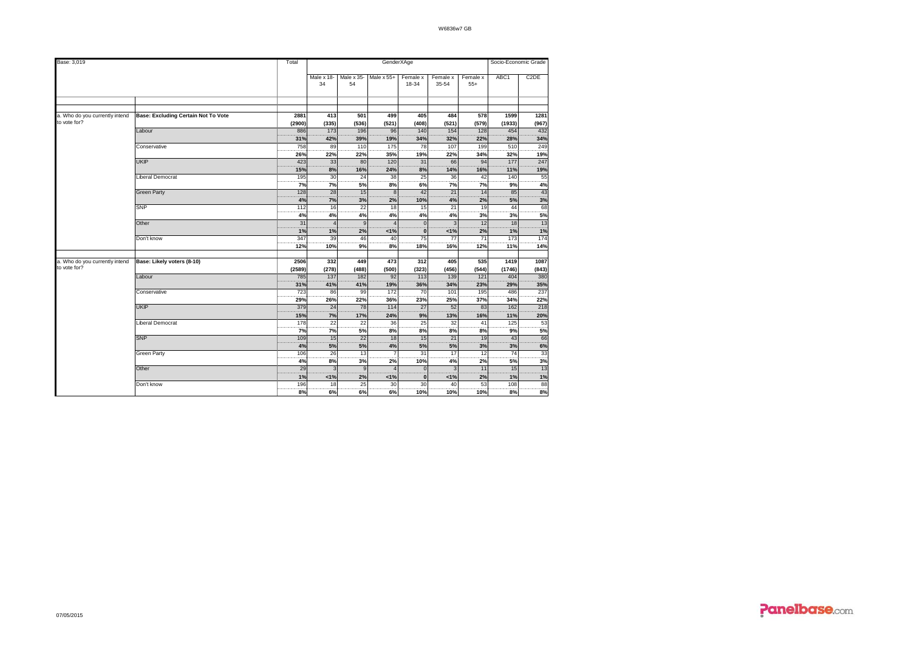| Base: 3,019 | | Total | GenderXAge | | | | | | Socio-Economic Grade | |
|---|---|---|---|---|---|---|---|---|---|---|
| | | | Male x 18-34 | Male x 35-54 | Male x 55+ | Female x 18-34 | Female x 35-54 | Female x 55+ | ABC1 | C2DE |
| a. Who do you currently intend to vote for? | **Base: Excluding Certain Not To Vote** | **2881** | **413** | **501** | **499** | **405** | **484** | **578** | **1599** | **1281** |
| | | **(2900)** | **(335)** | **(536)** | **(521)** | **(408)** | **(521)** | **(579)** | **(1933)** | **(967)** |
| | Labour | 886 | 173 | 196 | 96 | 140 | 154 | 128 | 454 | 432 |
| | | **31%** | **42%** | **39%** | **19%** | **34%** | **32%** | **22%** | **28%** | **34%** |
| | Conservative | 758 | 89 | 110 | 175 | 78 | 107 | 199 | 510 | 249 |
| | | **26%** | **22%** | **22%** | **35%** | **19%** | **22%** | **34%** | **32%** | **19%** |
| | UKIP | 423 | 33 | 80 | 120 | 31 | 66 | 94 | 177 | 247 |
| | | **15%** | **8%** | **16%** | **24%** | **8%** | **14%** | **16%** | **11%** | **19%** |
| | Liberal Democrat | 195 | 30 | 24 | 38 | 25 | 36 | 42 | 140 | 55 |
| | | **7%** | **7%** | **5%** | **8%** | **6%** | **7%** | **7%** | **9%** | **4%** |
| | Green Party | 128 | 28 | 15 | 8 | 42 | 21 | 14 | 85 | 43 |
| | | **4%** | **7%** | **3%** | **2%** | **10%** | **4%** | **2%** | **5%** | **3%** |
| | SNP | 112 | 16 | 22 | 18 | 15 | 21 | 19 | 44 | 68 |
| | | **4%** | **4%** | **4%** | **4%** | **4%** | **4%** | **3%** | **3%** | **5%** |
| | Other | 31 | 4 | 9 | 4 | 0 | 3 | 12 | 18 | 13 |
| | | **1%** | **1%** | **2%** | **<1%** | **0** | **<1%** | **2%** | **1%** | **1%** |
| | Don't know | 347 | 39 | 46 | 40 | 75 | 77 | 71 | 173 | 174 |
| | | **12%** | **10%** | **9%** | **8%** | **18%** | **16%** | **12%** | **11%** | **14%** |
| a. Who do you currently intend to vote for? | **Base: Likely voters (8-10)** | **2506** | **332** | **449** | **473** | **312** | **405** | **535** | **1419** | **1087** |
| | | **(2589)** | **(278)** | **(488)** | **(500)** | **(323)** | **(456)** | **(544)** | **(1746)** | **(843)** |
| | Labour | 785 | 137 | 182 | 92 | 113 | 139 | 121 | 404 | 380 |
| | | **31%** | **41%** | **41%** | **19%** | **36%** | **34%** | **23%** | **29%** | **35%** |
| | Conservative | 723 | 86 | 99 | 172 | 70 | 101 | 195 | 486 | 237 |
| | | **29%** | **26%** | **22%** | **36%** | **23%** | **25%** | **37%** | **34%** | **22%** |
| | UKIP | 379 | 24 | 78 | 114 | 27 | 52 | 83 | 162 | 218 |
| | | **15%** | **7%** | **17%** | **24%** | **9%** | **13%** | **16%** | **11%** | **20%** |
| | Liberal Democrat | 178 | 22 | 22 | 36 | 25 | 32 | 41 | 125 | 53 |
| | | **7%** | **7%** | **5%** | **8%** | **8%** | **8%** | **8%** | **9%** | **5%** |
| | SNP | 109 | 15 | 22 | 18 | 15 | 21 | 19 | 43 | 66 |
| | | **4%** | **5%** | **5%** | **4%** | **5%** | **5%** | **3%** | **3%** | **6%** |
| | Green Party | 106 | 26 | 13 | 7 | 31 | 17 | 12 | 74 | 33 |
| | | **4%** | **8%** | **3%** | **2%** | **10%** | **4%** | **2%** | **5%** | **3%** |
| | Other | 29 | 3 | 9 | 4 | 0 | 3 | 11 | 15 | 13 |
| | | **1%** | **<1%** | **2%** | **<1%** | **0** | **<1%** | **2%** | **1%** | **1%** |
| | Don't know | 196 | 18 | 25 | 30 | 30 | 40 | 53 | 108 | 88 |
| | | **8%** | **6%** | **6%** | **6%** | **10%** | **10%** | **10%** | **8%** | **8%** |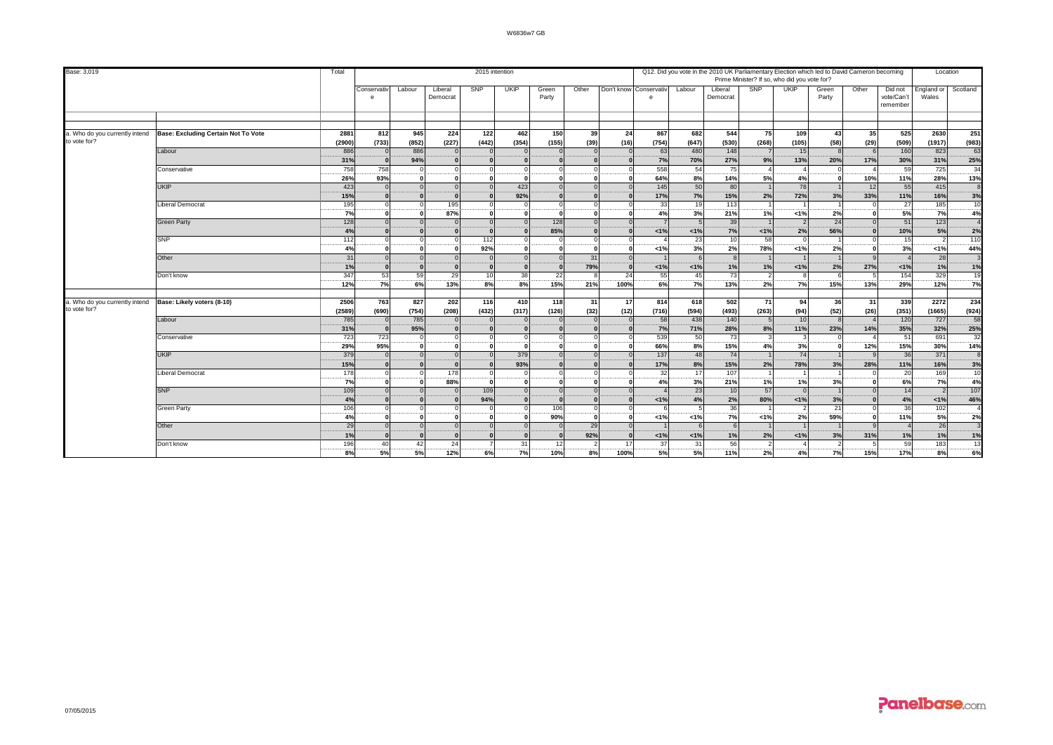W6836w7 GB

| Base: 3,019 | | Total | 2015 intention | | | | | | | | Q12. Did you vote in the 2010 UK Parliamentary Election which led to David Cameron becoming Prime Minister? If so, who did you vote for? | | | | | | | | Location | |
|---|---|---|---|---|---|---|---|---|---|---|---|---|---|---|---|---|---|---|---|---|
| | | | Conservative | Labour | Liberal Democrat | SNP | UKIP | Green Party | Other | Don't know | Conservative | Labour | Liberal Democrat | SNP | UKIP | Green Party | Other | Did not vote/Can't remember | England or Wales | Scotland |
| a. Who do you currently intend to vote for? | Base: Excluding Certain Not To Vote | 2881 | 812 | 945 | 224 | 122 | 462 | 150 | 39 | 24 | 867 | 682 | 544 | 75 | 109 | 43 | 35 | 525 | 2630 | 251 |
| | | (2900) | (733) | (852) | (227) | (442) | (354) | (155) | (39) | (16) | (754) | (647) | (530) | (268) | (105) | (58) | (29) | (509) | (1917) | (983) |
| | Labour | 886 | 0 | 886 | 0 | 0 | 0 | 0 | 0 | 0 | 63 | 480 | 148 | 7 | 15 | 8 | 6 | 160 | 823 | 63 |
| | | 31% | 0 | 94% | 0 | 0 | 0 | 0 | 0 | 0 | 7% | 70% | 27% | 9% | 13% | 20% | 17% | 30% | 31% | 25% |
| | Conservative | 758 | 758 | 0 | 0 | 0 | 0 | 0 | 0 | 0 | 558 | 54 | 75 | 4 | 4 | 0 | 4 | 59 | 725 | 34 |
| | | 26% | 93% | 0 | 0 | 0 | 0 | 0 | 0 | 0 | 64% | 8% | 14% | 5% | 4% | 0 | 10% | 11% | 28% | 13% |
| | UKIP | 423 | 0 | 0 | 0 | 0 | 423 | 0 | 0 | 0 | 145 | 50 | 80 | 1 | 78 | 1 | 12 | 55 | 415 | 8 |
| | | 15% | 0 | 0 | 0 | 0 | 92% | 0 | 0 | 0 | 17% | 7% | 15% | 2% | 72% | 3% | 33% | 11% | 16% | 3% |
| | Liberal Democrat | 195 | 0 | 0 | 195 | 0 | 0 | 0 | 0 | 0 | 33 | 19 | 113 | 1 | 1 | 1 | 0 | 27 | 185 | 10 |
| | | 7% | 0 | 0 | 87% | 0 | 0 | 0 | 0 | 0 | 4% | 3% | 21% | 1% | <1% | 2% | 0 | 5% | 7% | 4% |
| | Green Party | 128 | 0 | 0 | 0 | 0 | 0 | 128 | 0 | 0 | 7 | 5 | 39 | 1 | 2 | 24 | 0 | 51 | 123 | 4 |
| | | 4% | 0 | 0 | 0 | 0 | 0 | 85% | 0 | 0 | <1% | <1% | 7% | <1% | 2% | 56% | 0 | 10% | 5% | 2% |
| | SNP | 112 | 0 | 0 | 0 | 112 | 0 | 0 | 0 | 0 | 4 | 23 | 10 | 58 | 0 | 1 | 0 | 15 | 2 | 110 |
| | | 4% | 0 | 0 | 0 | 92% | 0 | 0 | 0 | 0 | <1% | 3% | 2% | 78% | <1% | 2% | 0 | 3% | <1% | 44% |
| | Other | 31 | 0 | 0 | 0 | 0 | 0 | 0 | 31 | 0 | 1 | 6 | 8 | 1 | 1 | 1 | 9 | 4 | 28 | 3 |
| | | 1% | 0 | 0 | 0 | 0 | 0 | 0 | 79% | 0 | <1% | <1% | 1% | 1% | <1% | 2% | 27% | <1% | 1% | 1% |
| | Don't know | 347 | 53 | 59 | 29 | 10 | 38 | 22 | 8 | 24 | 55 | 45 | 73 | 2 | 8 | 6 | 5 | 154 | 329 | 19 |
| | | 12% | 7% | 6% | 13% | 8% | 8% | 15% | 21% | 100% | 6% | 7% | 13% | 2% | 7% | 15% | 13% | 29% | 12% | 7% |
| a. Who do you currently intend to vote for? | Base: Likely voters (8-10) | 2506 | 763 | 827 | 202 | 116 | 410 | 118 | 31 | 17 | 814 | 618 | 502 | 71 | 94 | 36 | 31 | 339 | 2272 | 234 |
| | | (2589) | (690) | (754) | (208) | (432) | (317) | (126) | (32) | (12) | (716) | (594) | (493) | (263) | (94) | (52) | (26) | (351) | (1665) | (924) |
| | Labour | 785 | 0 | 785 | 0 | 0 | 0 | 0 | 0 | 0 | 58 | 438 | 140 | 5 | 10 | 8 | 4 | 120 | 727 | 58 |
| | | 31% | 0 | 95% | 0 | 0 | 0 | 0 | 0 | 0 | 7% | 71% | 28% | 8% | 11% | 23% | 14% | 35% | 32% | 25% |
| | Conservative | 723 | 723 | 0 | 0 | 0 | 0 | 0 | 0 | 0 | 539 | 50 | 73 | 3 | 3 | 0 | 4 | 51 | 691 | 32 |
| | | 29% | 95% | 0 | 0 | 0 | 0 | 0 | 0 | 0 | 66% | 8% | 15% | 4% | 3% | 0 | 12% | 15% | 30% | 14% |
| | UKIP | 379 | 0 | 0 | 0 | 0 | 379 | 0 | 0 | 0 | 137 | 48 | 74 | 1 | 74 | 1 | 9 | 36 | 371 | 8 |
| | | 15% | 0 | 0 | 0 | 0 | 93% | 0 | 0 | 0 | 17% | 8% | 15% | 2% | 78% | 3% | 28% | 11% | 16% | 3% |
| | Liberal Democrat | 178 | 0 | 0 | 178 | 0 | 0 | 0 | 0 | 0 | 32 | 17 | 107 | 1 | 1 | 1 | 0 | 20 | 169 | 10 |
| | | 7% | 0 | 0 | 88% | 0 | 0 | 0 | 0 | 0 | 4% | 3% | 21% | 1% | 1% | 3% | 0 | 6% | 7% | 4% |
| | SNP | 109 | 0 | 0 | 0 | 109 | 0 | 0 | 0 | 0 | 4 | 23 | 10 | 57 | 0 | 1 | 0 | 14 | 2 | 107 |
| | | 4% | 0 | 0 | 0 | 94% | 0 | 0 | 0 | 0 | <1% | 4% | 2% | 80% | <1% | 3% | 0 | 4% | <1% | 46% |
| | Green Party | 106 | 0 | 0 | 0 | 0 | 0 | 106 | 0 | 0 | 6 | 5 | 36 | 1 | 2 | 21 | 0 | 36 | 102 | 4 |
| | | 4% | 0 | 0 | 0 | 0 | 0 | 90% | 0 | 0 | <1% | <1% | 7% | <1% | 2% | 59% | 0 | 11% | 5% | 2% |
| | Other | 29 | 0 | 0 | 0 | 0 | 0 | 0 | 29 | 0 | 1 | 6 | 6 | 1 | 1 | 1 | 9 | 4 | 26 | 3 |
| | | 1% | 0 | 0 | 0 | 0 | 0 | 0 | 92% | 0 | <1% | <1% | 1% | 2% | <1% | 3% | 31% | 1% | 1% | 1% |
| | Don't know | 196 | 40 | 42 | 24 | 7 | 31 | 12 | 2 | 17 | 37 | 31 | 56 | 2 | 4 | 2 | 5 | 59 | 183 | 13 |
| | | 8% | 5% | 5% | 12% | 6% | 7% | 10% | 8% | 100% | 5% | 5% | 11% | 2% | 4% | 7% | 15% | 17% | 8% | 6% |

07/05/2015

Panelbase.com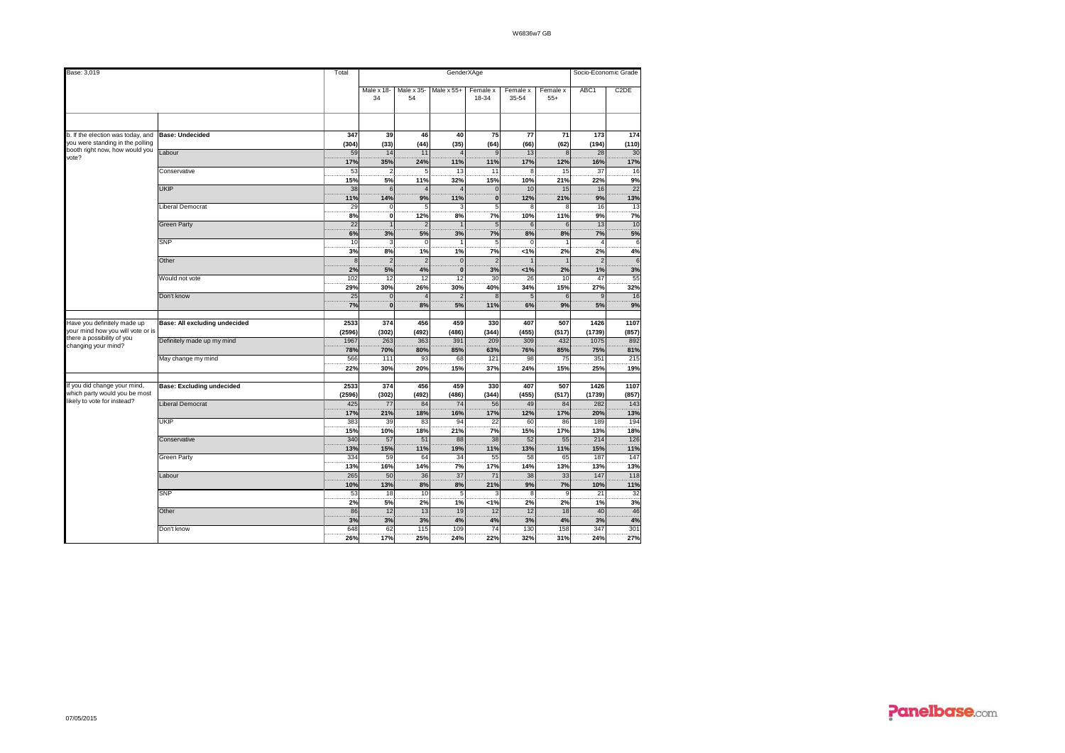| Base: 3,019 | | Total | GenderXAge | | | | | | Socio-Economic Grade | |
|---|---|---|---|---|---|---|---|---|---|---|
| | | | Male x 18-34 | Male x 35-54 | Male x 55+ | Female x 18-34 | Female x 35-54 | Female x 55+ | ABC1 | C2DE |
| b. If the election was today, and you were standing in the polling booth right now, how would you vote? | **Base: Undecided** | **347** | **39** | **46** | **40** | **75** | **77** | **71** | **173** | **174** |
| | | **(304)** | **(33)** | **(44)** | **(35)** | **(64)** | **(66)** | **(62)** | **(194)** | **(110)** |
| | Labour | 59 | 14 | 11 | 4 | 9 | 13 | 8 | 28 | 30 |
| | | **17%** | **35%** | **24%** | **11%** | **11%** | **17%** | **12%** | **16%** | **17%** |
| | Conservative | 53 | 2 | 5 | 13 | 11 | 8 | 15 | 37 | 16 |
| | | **15%** | **5%** | **11%** | **32%** | **15%** | **10%** | **21%** | **22%** | **9%** |
| | UKIP | 38 | 6 | 4 | 4 | 0 | 10 | 15 | 16 | 22 |
| | | **11%** | **14%** | **9%** | **11%** | **0** | **12%** | **21%** | **9%** | **13%** |
| | Liberal Democrat | 29 | 0 | 5 | 3 | 5 | 8 | 8 | 16 | 13 |
| | | **8%** | **0** | **12%** | **8%** | **7%** | **10%** | **11%** | **9%** | **7%** |
| | Green Party | 22 | 1 | 2 | 1 | 5 | 6 | 6 | 13 | 10 |
| | | **6%** | **3%** | **5%** | **3%** | **7%** | **8%** | **8%** | **7%** | **5%** |
| | SNP | 10 | 3 | 0 | 1 | 5 | 0 | 1 | 4 | 6 |
| | | **3%** | **8%** | **1%** | **1%** | **7%** | **<1%** | **2%** | **2%** | **4%** |
| | Other | 8 | 2 | 2 | 0 | 2 | 1 | 1 | 2 | 6 |
| | | **2%** | **5%** | **4%** | **0** | **3%** | **<1%** | **2%** | **1%** | **3%** |
| | Would not vote | 102 | 12 | 12 | 12 | 30 | 26 | 10 | 47 | 55 |
| | | **29%** | **30%** | **26%** | **30%** | **40%** | **34%** | **15%** | **27%** | **32%** |
| | Don't know | 25 | 0 | 4 | 2 | 8 | 5 | 6 | 9 | 16 |
| | | **7%** | **0** | **8%** | **5%** | **11%** | **6%** | **9%** | **5%** | **9%** |
| Have you definitely made up your mind how you will vote or is there a possibility of you changing your mind? | **Base: All excluding undecided** | **2533** | **374** | **456** | **459** | **330** | **407** | **507** | **1426** | **1107** |
| | | **(2596)** | **(302)** | **(492)** | **(486)** | **(344)** | **(455)** | **(517)** | **(1739)** | **(857)** |
| | Definitely made up my mind | 1967 | 263 | 363 | 391 | 209 | 309 | 432 | 1075 | 892 |
| | | **78%** | **70%** | **80%** | **85%** | **63%** | **76%** | **85%** | **75%** | **81%** |
| | May change my mind | 566 | 111 | 93 | 68 | 121 | 98 | 75 | 351 | 215 |
| | | **22%** | **30%** | **20%** | **15%** | **37%** | **24%** | **15%** | **25%** | **19%** |
| If you did change your mind, which party would you be most likely to vote for instead? | **Base: Excluding undecided** | **2533** | **374** | **456** | **459** | **330** | **407** | **507** | **1426** | **1107** |
| | | **(2596)** | **(302)** | **(492)** | **(486)** | **(344)** | **(455)** | **(517)** | **(1739)** | **(857)** |
| | Liberal Democrat | 425 | 77 | 84 | 74 | 56 | 49 | 84 | 282 | 143 |
| | | **17%** | **21%** | **18%** | **16%** | **17%** | **12%** | **17%** | **20%** | **13%** |
| | UKIP | 383 | 39 | 83 | 94 | 22 | 60 | 86 | 189 | 194 |
| | | **15%** | **10%** | **18%** | **21%** | **7%** | **15%** | **17%** | **13%** | **18%** |
| | Conservative | 340 | 57 | 51 | 88 | 38 | 52 | 55 | 214 | 126 |
| | | **13%** | **15%** | **11%** | **19%** | **11%** | **13%** | **11%** | **15%** | **11%** |
| | Green Party | 334 | 59 | 64 | 34 | 55 | 58 | 65 | 187 | 147 |
| | | **13%** | **16%** | **14%** | **7%** | **17%** | **14%** | **13%** | **13%** | **13%** |
| | Labour | 265 | 50 | 36 | 37 | 71 | 38 | 33 | 147 | 118 |
| | | **10%** | **13%** | **8%** | **8%** | **21%** | **9%** | **7%** | **10%** | **11%** |
| | SNP | 53 | 18 | 10 | 5 | 3 | 8 | 9 | 21 | 32 |
| | | **2%** | **5%** | **2%** | **1%** | **<1%** | **2%** | **2%** | **1%** | **3%** |
| | Other | 86 | 12 | 13 | 19 | 12 | 12 | 18 | 40 | 46 |
| | | **3%** | **3%** | **3%** | **4%** | **4%** | **3%** | **4%** | **3%** | **4%** |
| | Don't know | 648 | 62 | 115 | 109 | 74 | 130 | 158 | 347 | 301 |
| | | **26%** | **17%** | **25%** | **24%** | **22%** | **32%** | **31%** | **24%** | **27%** |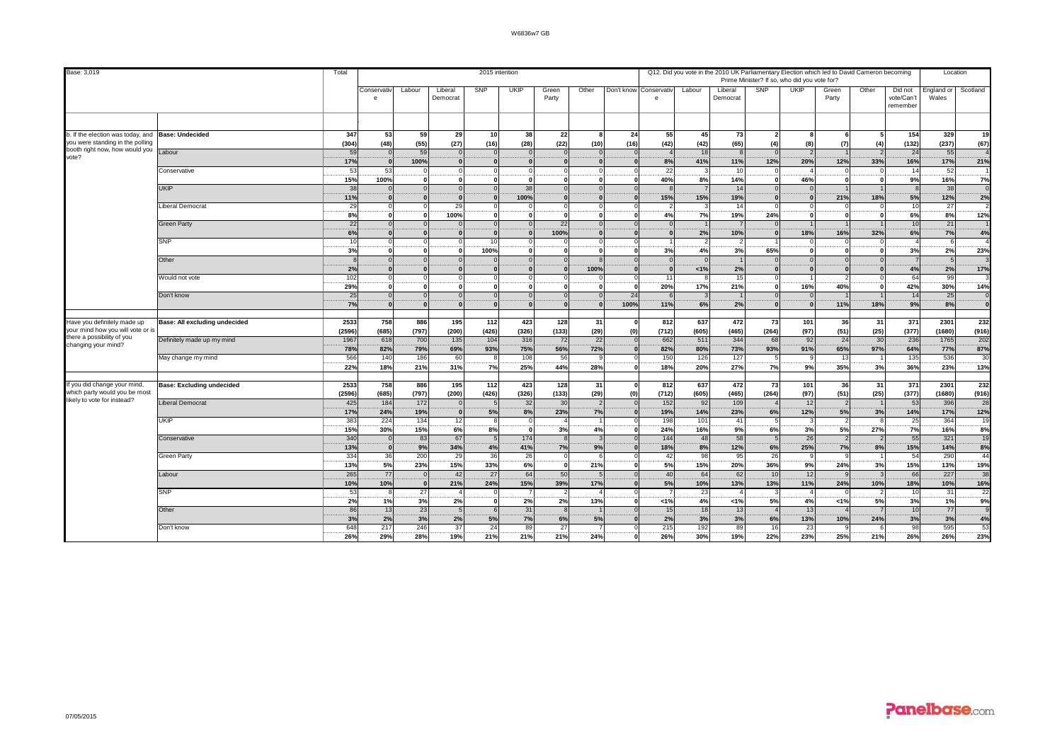Base: 3,019

| | | Total | 2015 intention | | | | | | | | Q12. Did you vote in the 2010 UK Parliamentary Election which led to David Cameron becoming Prime Minister? If so, who did you vote for? | | | | | | | | Location | |
|---|---|---|---|---|---|---|---|---|---|---|---|---|---|---|---|---|---|---|---|---|
| | | | Conservative | Labour | Liberal Democrat | SNP | UKIP | Green Party | Other | Don't know | Conservative | Labour | Liberal Democrat | SNP | UKIP | Green Party | Other | Did not vote/Can't remember | England or Wales | Scotland |
| b. If the election was today, and you were standing in the polling booth right now, how would you vote? | **Base: Undecided** | **347** | **53** | **59** | **29** | **10** | **38** | **22** | **8** | **24** | **55** | **45** | **73** | **2** | **8** | **6** | **5** | **154** | **329** | **19** |
| | | **(304)** | **(48)** | **(55)** | **(27)** | **(16)** | **(28)** | **(22)** | **(10)** | **(16)** | **(42)** | **(42)** | **(65)** | **(4)** | **(8)** | **(7)** | **(4)** | **(132)** | **(237)** | **(67)** |
| | Labour | 59 | 0 | 59 | 0 | 0 | 0 | 0 | 0 | 0 | 4 | 18 | 8 | 0 | 2 | 1 | 2 | 24 | 55 | 4 |
| | | **17%** | **0** | **100%** | **0** | **0** | **0** | **0** | **0** | **0** | **8%** | **41%** | **11%** | **12%** | **20%** | **12%** | **33%** | **16%** | **17%** | **21%** |
| | Conservative | 53 | 53 | 0 | 0 | 0 | 0 | 0 | 0 | 0 | 22 | 3 | 10 | 0 | 4 | 0 | 0 | 14 | 52 | 1 |
| | | **15%** | **100%** | **0** | **0** | **0** | **0** | **0** | **0** | **0** | **40%** | **8%** | **14%** | **0** | **46%** | **0** | **0** | **9%** | **16%** | **7%** |
| | UKIP | 38 | 0 | 0 | 0 | 0 | 38 | 0 | 0 | 0 | 8 | 7 | 14 | 0 | 0 | 1 | 1 | 8 | 38 | 0 |
| | | **11%** | **0** | **0** | **0** | **0** | **100%** | **0** | **0** | **0** | **15%** | **15%** | **19%** | **0** | **0** | **21%** | **18%** | **5%** | **12%** | **2%** |
| | Liberal Democrat | 29 | 0 | 0 | 29 | 0 | 0 | 0 | 0 | 0 | 2 | 3 | 14 | 0 | 0 | 0 | 0 | 10 | 27 | 2 |
| | | **8%** | **0** | **0** | **100%** | **0** | **0** | **0** | **0** | **0** | **4%** | **7%** | **19%** | **24%** | **0** | **0** | **0** | **6%** | **8%** | **12%** |
| | Green Party | 22 | 0 | 0 | 0 | 0 | 0 | 22 | 0 | 0 | 0 | 1 | 7 | 0 | 1 | 1 | 1 | 10 | 21 | 1 |
| | | **6%** | **0** | **0** | **0** | **0** | **0** | **100%** | **0** | **0** | **0** | **2%** | **10%** | **0** | **18%** | **16%** | **32%** | **6%** | **7%** | **4%** |
| | SNP | 10 | 0 | 0 | 0 | 10 | 0 | 0 | 0 | 0 | 1 | 2 | 2 | 1 | 0 | 0 | 0 | 4 | 6 | 4 |
| | | **3%** | **0** | **0** | **0** | **100%** | **0** | **0** | **0** | **0** | **3%** | **4%** | **3%** | **65%** | **0** | **0** | **0** | **3%** | **2%** | **23%** |
| | Other | 8 | 0 | 0 | 0 | 0 | 0 | 0 | 8 | 0 | 0 | 0 | 1 | 0 | 0 | 0 | 0 | 7 | 5 | 3 |
| | | **2%** | **0** | **0** | **0** | **0** | **0** | **0** | **100%** | **0** | **0** | **<1%** | **2%** | **0** | **0** | **0** | **0** | **4%** | **2%** | **17%** |
| | Would not vote | 102 | 0 | 0 | 0 | 0 | 0 | 0 | 0 | 0 | 11 | 8 | 15 | 0 | 1 | 2 | 0 | 64 | 99 | 3 |
| | | **29%** | **0** | **0** | **0** | **0** | **0** | **0** | **0** | **0** | **20%** | **17%** | **21%** | **0** | **16%** | **40%** | **0** | **42%** | **30%** | **14%** |
| | Don't know | 25 | 0 | 0 | 0 | 0 | 0 | 0 | 0 | 24 | 6 | 3 | 1 | 0 | 0 | 1 | 1 | 14 | 25 | 0 |
| | | **7%** | **0** | **0** | **0** | **0** | **0** | **0** | **0** | **100%** | **11%** | **6%** | **2%** | **0** | **0** | **11%** | **18%** | **9%** | **8%** | **0** |
| Have you definitely made up your mind how you will vote or is there a possibility of you changing your mind? | **Base: All excluding undecided** | **2533** | **758** | **886** | **195** | **112** | **423** | **128** | **31** | **0** | **812** | **637** | **472** | **73** | **101** | **36** | **31** | **371** | **2301** | **232** |
| | | **(2596)** | **(685)** | **(797)** | **(200)** | **(426)** | **(326)** | **(133)** | **(29)** | **(0)** | **(712)** | **(605)** | **(465)** | **(264)** | **(97)** | **(51)** | **(25)** | **(377)** | **(1680)** | **(916)** |
| | Definitely made up my mind | 1967 | 618 | 700 | 135 | 104 | 316 | 72 | 22 | 0 | 662 | 511 | 344 | 68 | 92 | 24 | 30 | 236 | 1765 | 202 |
| | | **78%** | **82%** | **79%** | **69%** | **93%** | **75%** | **56%** | **72%** | **0** | **82%** | **80%** | **73%** | **93%** | **91%** | **65%** | **97%** | **64%** | **77%** | **87%** |
| | May change my mind | 566 | 140 | 186 | 60 | 8 | 108 | 56 | 9 | 0 | 150 | 126 | 127 | 5 | 9 | 13 | 1 | 135 | 536 | 30 |
| | | **22%** | **18%** | **21%** | **31%** | **7%** | **25%** | **44%** | **28%** | **0** | **18%** | **20%** | **27%** | **7%** | **9%** | **35%** | **3%** | **36%** | **23%** | **13%** |
| If you did change your mind, which party would you be most likely to vote for instead? | **Base: Excluding undecided** | **2533** | **758** | **886** | **195** | **112** | **423** | **128** | **31** | **0** | **812** | **637** | **472** | **73** | **101** | **36** | **31** | **371** | **2301** | **232** |
| | | **(2596)** | **(685)** | **(797)** | **(200)** | **(426)** | **(326)** | **(133)** | **(29)** | **(0)** | **(712)** | **(605)** | **(465)** | **(264)** | **(97)** | **(51)** | **(25)** | **(377)** | **(1680)** | **(916)** |
| | Liberal Democrat | 425 | 184 | 172 | 0 | 5 | 32 | 30 | 2 | 0 | 152 | 92 | 109 | 4 | 12 | 2 | 1 | 53 | 396 | 28 |
| | | **17%** | **24%** | **19%** | **0** | **5%** | **8%** | **23%** | **7%** | **0** | **19%** | **14%** | **23%** | **6%** | **12%** | **5%** | **3%** | **14%** | **17%** | **12%** |
| | UKIP | 383 | 224 | 134 | 12 | 8 | 0 | 4 | 1 | 0 | 198 | 101 | 41 | 5 | 3 | 2 | 8 | 25 | 364 | 19 |
| | | **15%** | **30%** | **15%** | **6%** | **8%** | **0** | **3%** | **4%** | **0** | **24%** | **16%** | **9%** | **6%** | **3%** | **5%** | **27%** | **7%** | **16%** | **8%** |
| | Conservative | 340 | 0 | 83 | 67 | 5 | 174 | 8 | 3 | 0 | 144 | 48 | 58 | 5 | 26 | 2 | 2 | 55 | 321 | 19 |
| | | **13%** | **0** | **9%** | **34%** | **4%** | **41%** | **7%** | **9%** | **0** | **18%** | **8%** | **12%** | **6%** | **25%** | **7%** | **8%** | **15%** | **14%** | **8%** |
| | Green Party | 334 | 36 | 200 | 29 | 36 | 26 | 0 | 6 | 0 | 42 | 98 | 95 | 26 | 9 | 9 | 1 | 54 | 290 | 44 |
| | | **13%** | **5%** | **23%** | **15%** | **33%** | **6%** | **0** | **21%** | **0** | **5%** | **15%** | **20%** | **36%** | **9%** | **24%** | **3%** | **15%** | **13%** | **19%** |
| | Labour | 265 | 77 | 0 | 42 | 27 | 64 | 50 | 5 | 0 | 40 | 64 | 62 | 10 | 12 | 9 | 3 | 66 | 227 | 38 |
| | | **10%** | **10%** | **0** | **21%** | **24%** | **15%** | **39%** | **17%** | **0** | **5%** | **10%** | **13%** | **13%** | **11%** | **24%** | **10%** | **18%** | **10%** | **16%** |
| | SNP | 53 | 8 | 27 | 4 | 0 | 7 | 2 | 4 | 0 | 7 | 23 | 4 | 3 | 4 | 0 | 2 | 10 | 31 | 22 |
| | | **2%** | **1%** | **3%** | **2%** | **0** | **2%** | **2%** | **13%** | **0** | **<1%** | **4%** | **<1%** | **5%** | **4%** | **<1%** | **5%** | **3%** | **1%** | **9%** |
| | Other | 86 | 13 | 23 | 5 | 6 | 31 | 8 | 1 | 0 | 15 | 18 | 13 | 4 | 13 | 4 | 7 | 10 | 77 | 9 |
| | | **3%** | **2%** | **3%** | **2%** | **5%** | **7%** | **6%** | **5%** | **0** | **2%** | **3%** | **3%** | **6%** | **13%** | **10%** | **24%** | **3%** | **3%** | **4%** |
| | Don't know | 648 | 217 | 246 | 37 | 24 | 89 | 27 | 7 | 0 | 215 | 192 | 89 | 16 | 23 | 9 | 6 | 98 | 595 | 53 |
| | | **26%** | **29%** | **28%** | **19%** | **21%** | **21%** | **21%** | **24%** | **0** | **26%** | **30%** | **19%** | **22%** | **23%** | **25%** | **21%** | **26%** | **26%** | **23%** |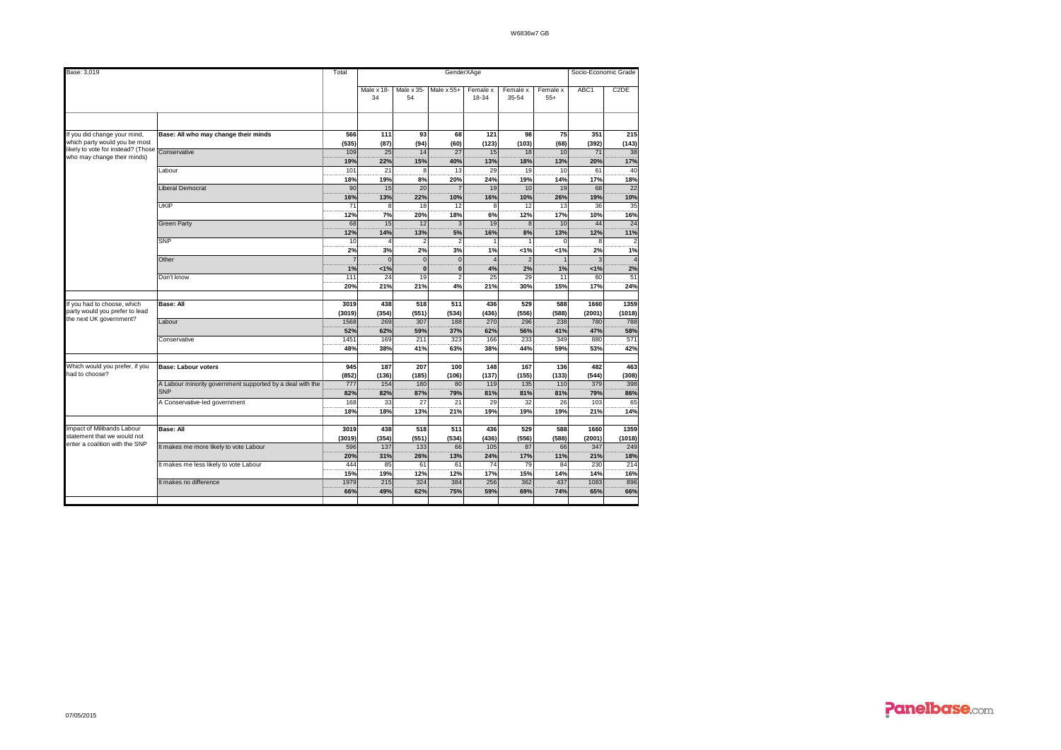| Base: 3,019 | | Total | GenderXAge | | | | | | Socio-Economic Grade | |
|---|---|---|---|---|---|---|---|---|---|---|
| | | | Male x 18-34 | Male x 35-54 | Male x 55+ | Female x 18-34 | Female x 35-54 | Female x 55+ | ABC1 | C2DE |
| If you did change your mind, which party would you be most likely to vote for instead? (Those who may change their minds) | **Base: All who may change their minds** | **566** | **111** | **93** | **68** | **121** | **98** | **75** | **351** | **215** |
| | | **(535)** | **(87)** | **(94)** | **(60)** | **(123)** | **(103)** | **(68)** | **(392)** | **(143)** |
| | Conservative | 109 | 25 | 14 | 27 | 15 | 18 | 10 | 71 | 38 |
| | | **19%** | **22%** | **15%** | **40%** | **13%** | **18%** | **13%** | **20%** | **17%** |
| | Labour | 101 | 21 | 8 | 13 | 29 | 19 | 10 | 61 | 40 |
| | | **18%** | **19%** | **8%** | **20%** | **24%** | **19%** | **14%** | **17%** | **18%** |
| | Liberal Democrat | 90 | 15 | 20 | 7 | 19 | 10 | 19 | 68 | 22 |
| | | **16%** | **13%** | **22%** | **10%** | **16%** | **10%** | **26%** | **19%** | **10%** |
| | UKIP | 71 | 8 | 18 | 12 | 8 | 12 | 13 | 36 | 35 |
| | | **12%** | **7%** | **20%** | **18%** | **6%** | **12%** | **17%** | **10%** | **16%** |
| | Green Party | 68 | 15 | 12 | 3 | 19 | 8 | 10 | 44 | 24 |
| | | **12%** | **14%** | **13%** | **5%** | **16%** | **8%** | **13%** | **12%** | **11%** |
| | SNP | 10 | 4 | 2 | 2 | 1 | 1 | 0 | 8 | 2 |
| | | **2%** | **3%** | **2%** | **3%** | **1%** | **<1%** | **<1%** | **2%** | **1%** |
| | Other | 7 | 0 | 0 | 0 | 4 | 2 | 1 | 3 | 4 |
| | | **1%** | **<1%** | **0** | **0** | **4%** | **2%** | **1%** | **<1%** | **2%** |
| | Don't know | 111 | 24 | 19 | 2 | 25 | 29 | 11 | 60 | 51 |
| | | **20%** | **21%** | **21%** | **4%** | **21%** | **30%** | **15%** | **17%** | **24%** |
| If you had to choose, which party would you prefer to lead the next UK government? | **Base: All** | **3019** | **438** | **518** | **511** | **436** | **529** | **588** | **1660** | **1359** |
| | | **(3019)** | **(354)** | **(551)** | **(534)** | **(436)** | **(556)** | **(588)** | **(2001)** | **(1018)** |
| | Labour | 1568 | 269 | 307 | 188 | 270 | 296 | 238 | 780 | 788 |
| | | **52%** | **62%** | **59%** | **37%** | **62%** | **56%** | **41%** | **47%** | **58%** |
| | Conservative | 1451 | 169 | 211 | 323 | 166 | 233 | 349 | 880 | 571 |
| | | **48%** | **38%** | **41%** | **63%** | **38%** | **44%** | **59%** | **53%** | **42%** |
| Which would you prefer, if you had to choose? | **Base: Labour voters** | **945** | **187** | **207** | **100** | **148** | **167** | **136** | **482** | **463** |
| | | **(852)** | **(136)** | **(185)** | **(106)** | **(137)** | **(155)** | **(133)** | **(544)** | **(308)** |
| | A Labour minority government supported by a deal with the SNP | 777 | 154 | 180 | 80 | 119 | 135 | 110 | 379 | 398 |
| | | **82%** | **82%** | **87%** | **79%** | **81%** | **81%** | **81%** | **79%** | **86%** |
| | A Conservative-led government | 168 | 33 | 27 | 21 | 29 | 32 | 26 | 103 | 65 |
| | | **18%** | **18%** | **13%** | **21%** | **19%** | **19%** | **19%** | **21%** | **14%** |
| Impact of Milibands Labour statement that we would not enter a coalition with the SNP | **Base: All** | **3019** | **438** | **518** | **511** | **436** | **529** | **588** | **1660** | **1359** |
| | | **(3019)** | **(354)** | **(551)** | **(534)** | **(436)** | **(556)** | **(588)** | **(2001)** | **(1018)** |
| | It makes me more likely to vote Labour | 596 | 137 | 133 | 66 | 105 | 87 | 66 | 347 | 249 |
| | | **20%** | **31%** | **26%** | **13%** | **24%** | **17%** | **11%** | **21%** | **18%** |
| | It makes me less likely to vote Labour | 444 | 85 | 61 | 61 | 74 | 79 | 84 | 230 | 214 |
| | | **15%** | **19%** | **12%** | **12%** | **17%** | **15%** | **14%** | **14%** | **16%** |
| | It makes no difference | 1979 | 215 | 324 | 384 | 256 | 362 | 437 | 1083 | 896 |
| | | **66%** | **49%** | **62%** | **75%** | **59%** | **69%** | **74%** | **65%** | **66%** |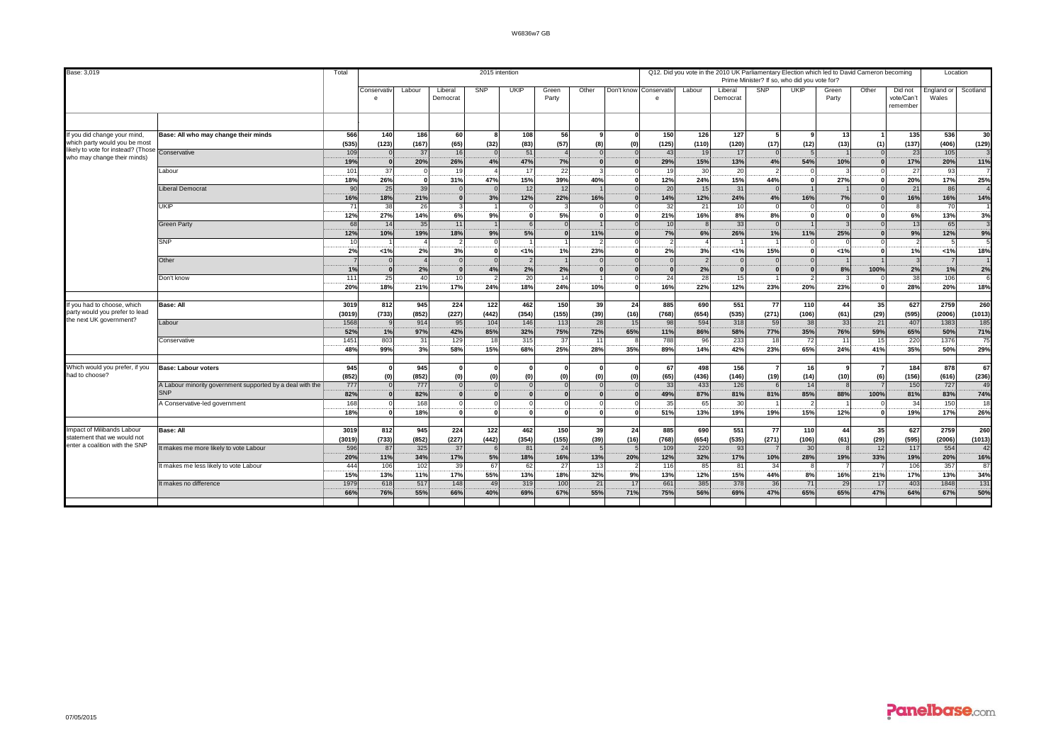W6836w7 GB

| Base: 3,019 | | Total | 2015 intention | | | | | | | | | Q12. Did you vote in the 2010 UK Parliamentary Election which led to David Cameron becoming Prime Minister? If so, who did you vote for? | | | | | | | | Location | |
|---|---|---|---|---|---|---|---|---|---|---|---|---|---|---|---|---|---|---|---|---|---|
| | | | Conservative | Labour | Liberal Democrat | SNP | UKIP | Green Party | Other | Don't know | Conservative | Labour | Liberal Democrat | SNP | UKIP | Green Party | Other | Did not vote/Can't remember | England or Wales | Scotland |
| If you did change your mind, which party would you be most likely to vote for instead? (Those who may change their minds) | Base: All who may change their minds | 566 | 140 | 186 | 60 | 8 | 108 | 56 | 9 | 0 | 150 | 126 | 127 | 5 | 9 | 13 | 1 | 135 | 536 | 30 |
| | | (535) | (123) | (167) | (65) | (32) | (83) | (57) | (8) | (0) | (125) | (110) | (120) | (17) | (12) | (13) | (1) | (137) | (406) | (129) |
| | Conservative | 109 | 0 | 37 | 16 | 0 | 51 | 4 | 0 | 0 | 43 | 19 | 17 | 0 | 5 | 1 | 0 | 23 | 105 | 3 |
| | | 19% | 0 | 20% | 26% | 4% | 47% | 7% | 0 | 0 | 29% | 15% | 13% | 4% | 54% | 10% | 0 | 17% | 20% | 11% |
| | Labour | 101 | 37 | 0 | 19 | 4 | 17 | 22 | 3 | 0 | 19 | 30 | 20 | 2 | 0 | 3 | 0 | 27 | 93 | 7 |
| | | 18% | 26% | 0 | 31% | 47% | 15% | 39% | 40% | 0 | 12% | 24% | 15% | 44% | 0 | 27% | 0 | 20% | 17% | 25% |
| | Liberal Democrat | 90 | 25 | 39 | 0 | 0 | 12 | 12 | 1 | 0 | 20 | 15 | 31 | 0 | 1 | 1 | 0 | 21 | 86 | 4 |
| | | 16% | 18% | 21% | 0 | 3% | 12% | 22% | 16% | 0 | 14% | 12% | 24% | 4% | 16% | 7% | 0 | 16% | 16% | 14% |
| | UKIP | 71 | 38 | 26 | 3 | 1 | 0 | 3 | 0 | 0 | 32 | 21 | 10 | 0 | 0 | 0 | 0 | 8 | 70 | 1 |
| | | 12% | 27% | 14% | 6% | 9% | 0 | 5% | 0 | 0 | 21% | 16% | 8% | 8% | 0 | 0 | 0 | 6% | 13% | 3% |
| | Green Party | 68 | 14 | 35 | 11 | 1 | 6 | 0 | 1 | 0 | 10 | 8 | 33 | 0 | 1 | 3 | 0 | 13 | 65 | 3 |
| | | 12% | 10% | 19% | 18% | 9% | 5% | 0 | 11% | 0 | 7% | 6% | 26% | 1% | 11% | 25% | 0 | 9% | 12% | 9% |
| | SNP | 10 | 1 | 4 | 2 | 0 | 1 | 1 | 2 | 0 | 2 | 4 | 1 | 1 | 0 | 0 | 0 | 2 | 5 | 5 |
| | | 2% | <1% | 2% | 3% | 0 | <1% | 1% | 23% | 0 | 2% | 3% | <1% | 15% | 0 | <1% | 0 | 1% | <1% | 18% |
| | Other | 7 | 0 | 4 | 0 | 0 | 2 | 1 | 0 | 0 | 0 | 2 | 0 | 0 | 0 | 1 | 1 | 3 | 7 | 1 |
| | | 1% | 0 | 2% | 0 | 4% | 2% | 2% | 0 | 0 | 0 | 2% | 0 | 0 | 0 | 8% | 100% | 2% | 1% | 2% |
| | Don't know | 111 | 25 | 40 | 10 | 2 | 20 | 14 | 1 | 0 | 24 | 28 | 15 | 1 | 2 | 3 | 0 | 38 | 106 | 6 |
| | | 20% | 18% | 21% | 17% | 24% | 18% | 24% | 10% | 0 | 16% | 22% | 12% | 23% | 20% | 23% | 0 | 28% | 20% | 18% |
| If you had to choose, which party would you prefer to lead the next UK government? | Base: All | 3019 | 812 | 945 | 224 | 122 | 462 | 150 | 39 | 24 | 885 | 690 | 551 | 77 | 110 | 44 | 35 | 627 | 2759 | 260 |
| | | (3019) | (733) | (852) | (227) | (442) | (354) | (155) | (39) | (16) | (768) | (654) | (535) | (271) | (106) | (61) | (29) | (595) | (2006) | (1013) |
| | Labour | 1568 | 9 | 914 | 95 | 104 | 146 | 113 | 28 | 15 | 98 | 594 | 318 | 59 | 38 | 33 | 21 | 407 | 1383 | 185 |
| | | 52% | 1% | 97% | 42% | 85% | 32% | 75% | 72% | 65% | 11% | 86% | 58% | 77% | 35% | 76% | 59% | 65% | 50% | 71% |
| | Conservative | 1451 | 803 | 31 | 129 | 18 | 315 | 37 | 11 | 8 | 788 | 96 | 233 | 18 | 72 | 11 | 15 | 220 | 1376 | 75 |
| | | 48% | 99% | 3% | 58% | 15% | 68% | 25% | 28% | 35% | 89% | 14% | 42% | 23% | 65% | 24% | 41% | 35% | 50% | 29% |
| Which would you prefer, if you had to choose? | Base: Labour voters | 945 | 0 | 945 | 0 | 0 | 0 | 0 | 0 | 0 | 67 | 498 | 156 | 7 | 16 | 9 | 7 | 184 | 878 | 67 |
| | | (852) | (0) | (852) | (0) | (0) | (0) | (0) | (0) | (0) | (65) | (436) | (146) | (19) | (14) | (10) | (6) | (156) | (616) | (236) |
| | A Labour minority government supported by a deal with the SNP | 777 | 0 | 777 | 0 | 0 | 0 | 0 | 0 | 0 | 33 | 433 | 126 | 6 | 14 | 8 | 7 | 150 | 727 | 49 |
| | | 82% | 0 | 82% | 0 | 0 | 0 | 0 | 0 | 0 | 49% | 87% | 81% | 81% | 85% | 88% | 100% | 81% | 83% | 74% |
| | A Conservative-led government | 168 | 0 | 168 | 0 | 0 | 0 | 0 | 0 | 0 | 35 | 65 | 30 | 1 | 2 | 1 | 0 | 34 | 150 | 18 |
| | | 18% | 0 | 18% | 0 | 0 | 0 | 0 | 0 | 0 | 51% | 13% | 19% | 19% | 15% | 12% | 0 | 19% | 17% | 26% |
| Impact of Milibands Labour statement that we would not enter a coalition with the SNP | Base: All | 3019 | 812 | 945 | 224 | 122 | 462 | 150 | 39 | 24 | 885 | 690 | 551 | 77 | 110 | 44 | 35 | 627 | 2759 | 260 |
| | | (3019) | (733) | (852) | (227) | (442) | (354) | (155) | (39) | (16) | (768) | (654) | (535) | (271) | (106) | (61) | (29) | (595) | (2006) | (1013) |
| | It makes me more likely to vote Labour | 596 | 87 | 325 | 37 | 6 | 81 | 24 | 5 | 5 | 109 | 220 | 93 | 7 | 30 | 8 | 12 | 117 | 554 | 42 |
| | | 20% | 11% | 34% | 17% | 5% | 18% | 16% | 13% | 20% | 12% | 32% | 17% | 10% | 28% | 19% | 33% | 19% | 20% | 16% |
| | It makes me less likely to vote Labour | 444 | 106 | 102 | 39 | 67 | 62 | 27 | 13 | 2 | 116 | 85 | 81 | 34 | 8 | 7 | 7 | 106 | 357 | 87 |
| | | 15% | 13% | 11% | 17% | 55% | 13% | 18% | 32% | 9% | 13% | 12% | 15% | 44% | 8% | 16% | 21% | 17% | 13% | 34% |
| | It makes no difference | 1979 | 618 | 517 | 148 | 49 | 319 | 100 | 21 | 17 | 661 | 385 | 378 | 36 | 71 | 29 | 17 | 403 | 1848 | 131 |
| | | 66% | 76% | 55% | 66% | 40% | 69% | 67% | 55% | 71% | 75% | 56% | 69% | 47% | 65% | 65% | 47% | 64% | 67% | 50% |

07/05/2015

Panelbase.com